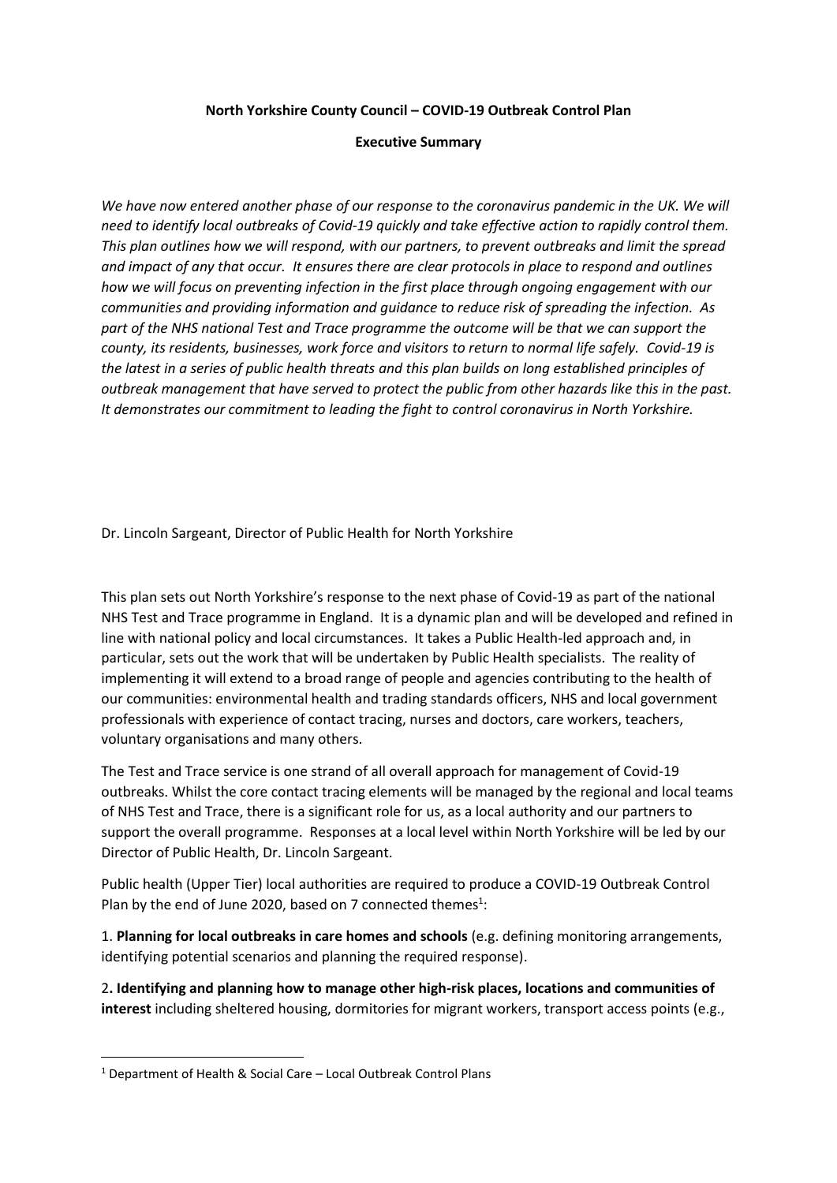**North Yorkshire County Council – COVID-19 Outbreak Control Plan**

**Executive Summary**

*We have now entered another phase of our response to the coronavirus pandemic in the UK. We will need to identify local outbreaks of Covid-19 quickly and take effective action to rapidly control them. This plan outlines how we will respond, with our partners, to prevent outbreaks and limit the spread and impact of any that occur. It ensures there are clear protocols in place to respond and outlines how we will focus on preventing infection in the first place through ongoing engagement with our communities and providing information and guidance to reduce risk of spreading the infection. As part of the NHS national Test and Trace programme the outcome will be that we can support the county, its residents, businesses, work force and visitors to return to normal life safely. Covid-19 is the latest in a series of public health threats and this plan builds on long established principles of outbreak management that have served to protect the public from other hazards like this in the past. It demonstrates our commitment to leading the fight to control coronavirus in North Yorkshire.*

Dr. Lincoln Sargeant, Director of Public Health for North Yorkshire

This plan sets out North Yorkshire's response to the next phase of Covid-19 as part of the national NHS Test and Trace programme in England. It is a dynamic plan and will be developed and refined in line with national policy and local circumstances. It takes a Public Health-led approach and, in particular, sets out the work that will be undertaken by Public Health specialists. The reality of implementing it will extend to a broad range of people and agencies contributing to the health of our communities: environmental health and trading standards officers, NHS and local government professionals with experience of contact tracing, nurses and doctors, care workers, teachers, voluntary organisations and many others.

The Test and Trace service is one strand of all overall approach for management of Covid-19 outbreaks. Whilst the core contact tracing elements will be managed by the regional and local teams of NHS Test and Trace, there is a significant role for us, as a local authority and our partners to support the overall programme. Responses at a local level within North Yorkshire will be led by our Director of Public Health, Dr. Lincoln Sargeant.

Public health (Upper Tier) local authorities are required to produce a COVID-19 Outbreak Control Plan by the end of June 2020, based on 7 connected themes[1]:

1. **Planning for local outbreaks in care homes and schools** (e.g. defining monitoring arrangements, identifying potential scenarios and planning the required response).

2. **Identifying and planning how to manage other high-risk places, locations and communities of interest** including sheltered housing, dormitories for migrant workers, transport access points (e.g.,

---

[1] Department of Health & Social Care – Local Outbreak Control Plans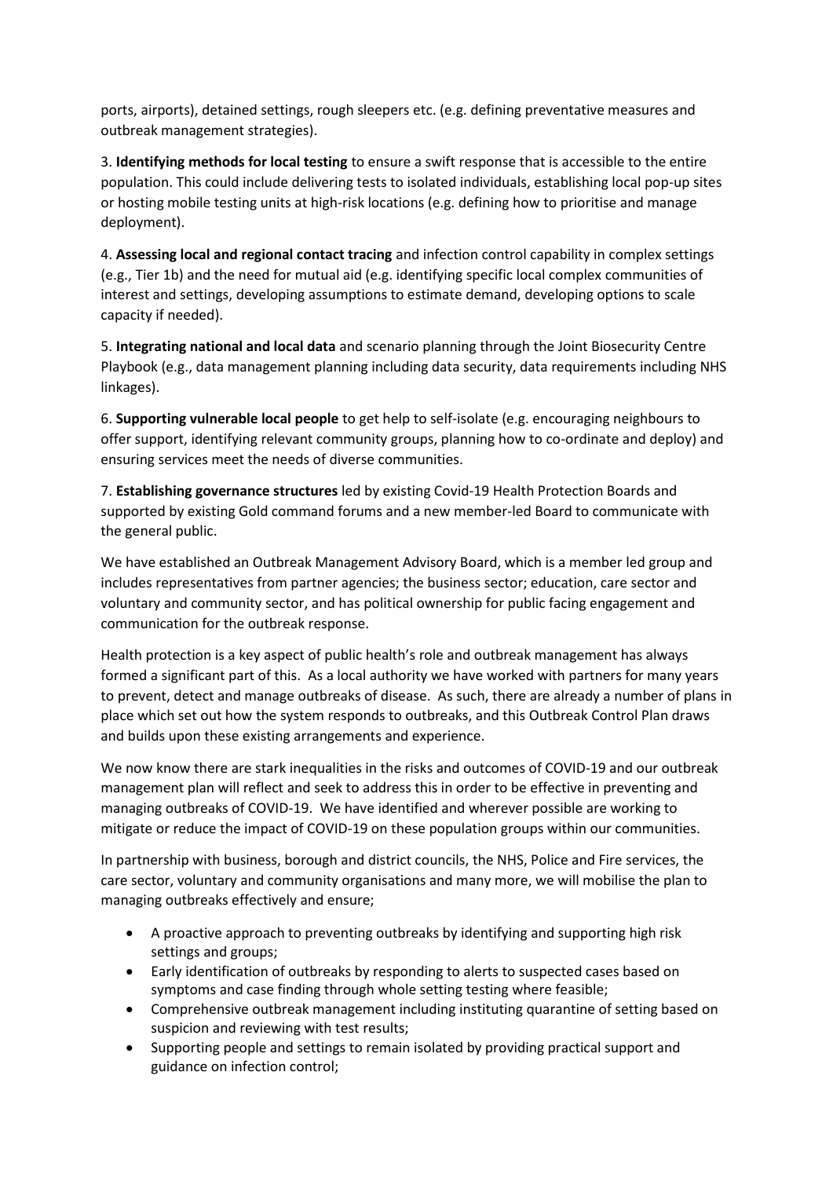ports, airports), detained settings, rough sleepers etc. (e.g. defining preventative measures and outbreak management strategies).

3. **Identifying methods for local testing** to ensure a swift response that is accessible to the entire population. This could include delivering tests to isolated individuals, establishing local pop-up sites or hosting mobile testing units at high-risk locations (e.g. defining how to prioritise and manage deployment).

4. **Assessing local and regional contact tracing** and infection control capability in complex settings (e.g., Tier 1b) and the need for mutual aid (e.g. identifying specific local complex communities of interest and settings, developing assumptions to estimate demand, developing options to scale capacity if needed).

5. **Integrating national and local data** and scenario planning through the Joint Biosecurity Centre Playbook (e.g., data management planning including data security, data requirements including NHS linkages).

6. **Supporting vulnerable local people** to get help to self-isolate (e.g. encouraging neighbours to offer support, identifying relevant community groups, planning how to co-ordinate and deploy) and ensuring services meet the needs of diverse communities.

7. **Establishing governance structures** led by existing Covid-19 Health Protection Boards and supported by existing Gold command forums and a new member-led Board to communicate with the general public.

We have established an Outbreak Management Advisory Board, which is a member led group and includes representatives from partner agencies; the business sector; education, care sector and voluntary and community sector, and has political ownership for public facing engagement and communication for the outbreak response.

Health protection is a key aspect of public health's role and outbreak management has always formed a significant part of this. As a local authority we have worked with partners for many years to prevent, detect and manage outbreaks of disease. As such, there are already a number of plans in place which set out how the system responds to outbreaks, and this Outbreak Control Plan draws and builds upon these existing arrangements and experience.

We now know there are stark inequalities in the risks and outcomes of COVID-19 and our outbreak management plan will reflect and seek to address this in order to be effective in preventing and managing outbreaks of COVID-19. We have identified and wherever possible are working to mitigate or reduce the impact of COVID-19 on these population groups within our communities.

In partnership with business, borough and district councils, the NHS, Police and Fire services, the care sector, voluntary and community organisations and many more, we will mobilise the plan to managing outbreaks effectively and ensure;

- A proactive approach to preventing outbreaks by identifying and supporting high risk settings and groups;
- Early identification of outbreaks by responding to alerts to suspected cases based on symptoms and case finding through whole setting testing where feasible;
- Comprehensive outbreak management including instituting quarantine of setting based on suspicion and reviewing with test results;
- Supporting people and settings to remain isolated by providing practical support and guidance on infection control;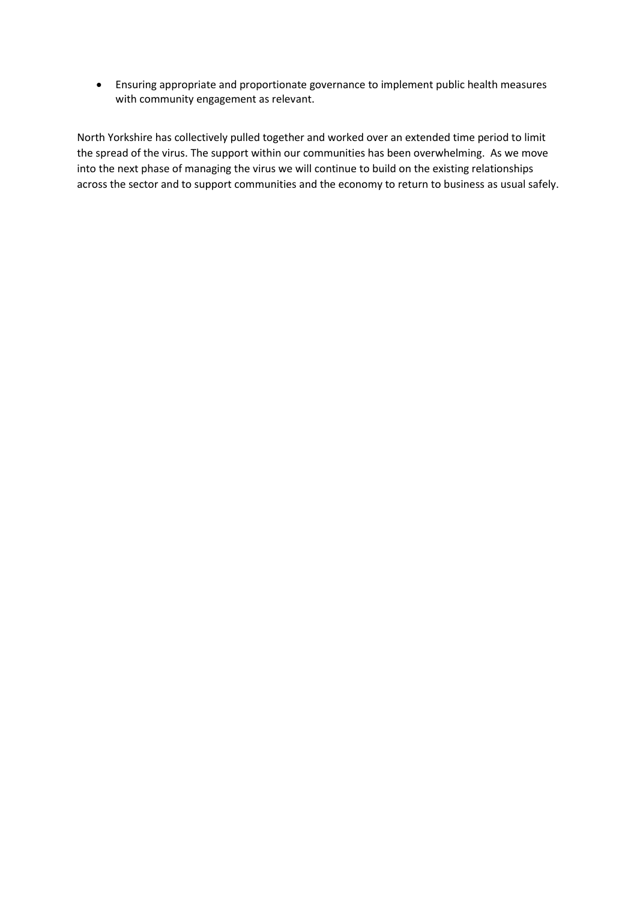- Ensuring appropriate and proportionate governance to implement public health measures with community engagement as relevant.

North Yorkshire has collectively pulled together and worked over an extended time period to limit the spread of the virus. The support within our communities has been overwhelming. As we move into the next phase of managing the virus we will continue to build on the existing relationships across the sector and to support communities and the economy to return to business as usual safely.